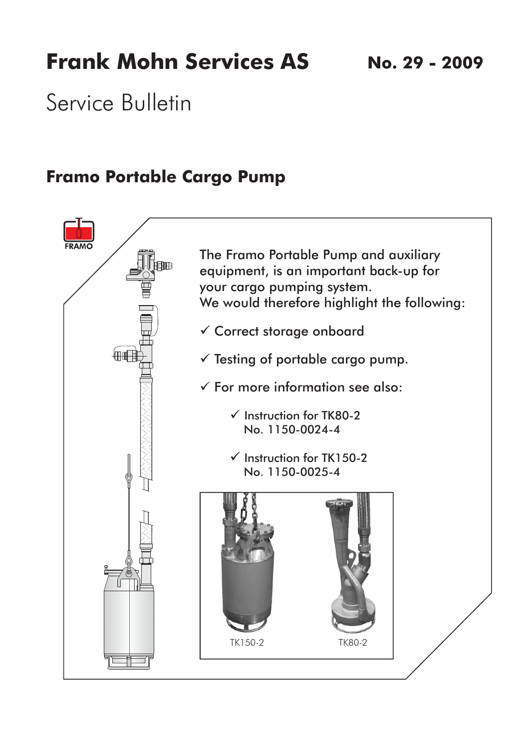# Frank Mohn Services AS

**No. 29 - 2009**

Service Bulletin

## Framo Portable Cargo Pump

The Framo Portable Pump and auxiliary equipment, is an important back-up for your cargo pumping system.
We would therefore highlight the following:

- ✓ Correct storage onboard
- ✓ Testing of portable cargo pump.
- ✓ For more information see also:
  - ✓ Instruction for TK80-2
    No. 1150-0024-4
  - ✓ Instruction for TK150-2
    No. 1150-0025-4

TK150-2

TK80-2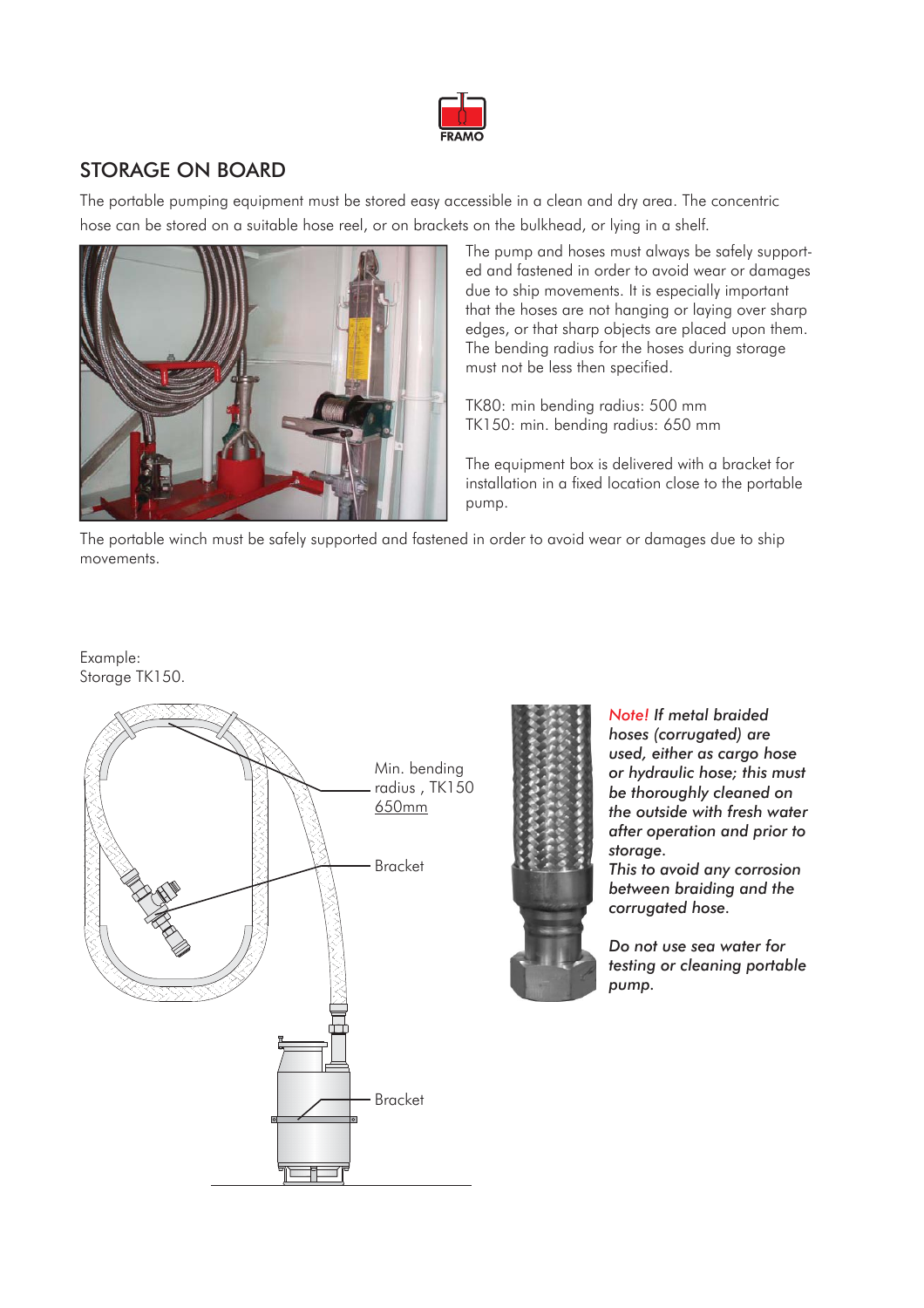## STORAGE ON BOARD

The portable pumping equipment must be stored easy accessible in a clean and dry area. The concentric hose can be stored on a suitable hose reel, or on brackets on the bulkhead, or lying in a shelf.

The pump and hoses must always be safely supported and fastened in order to avoid wear or damages due to ship movements. It is especially important that the hoses are not hanging or laying over sharp edges, or that sharp objects are placed upon them. The bending radius for the hoses during storage must not be less then specified.

TK80: min bending radius: 500 mm
TK150: min. bending radius: 650 mm

The equipment box is delivered with a bracket for installation in a fixed location close to the portable pump.

The portable winch must be safely supported and fastened in order to avoid wear or damages due to ship movements.

Example:
Storage TK150.

Min. bending radius , TK150 650mm

Bracket

Bracket

*Note! If metal braided hoses (corrugated) are used, either as cargo hose or hydraulic hose; this must be thoroughly cleaned on the outside with fresh water after operation and prior to storage.*
*This to avoid any corrosion between braiding and the corrugated hose.*

*Do not use sea water for testing or cleaning portable pump.*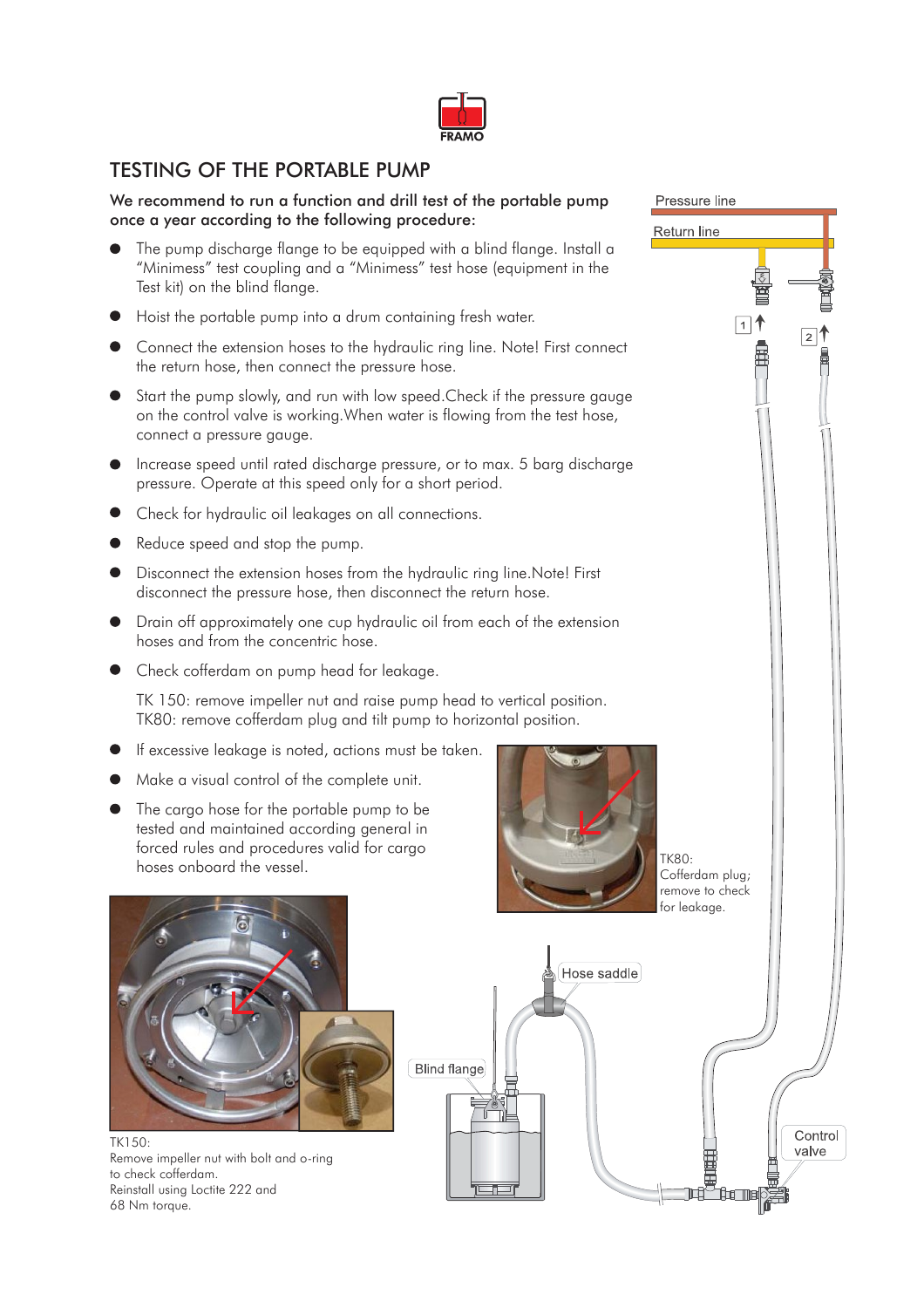# TESTING OF THE PORTABLE PUMP

**We recommend to run a function and drill test of the portable pump once a year according to the following procedure:**

- The pump discharge flange to be equipped with a blind flange. Install a "Minimess" test coupling and a "Minimess" test hose (equipment in the Test kit) on the blind flange.
- Hoist the portable pump into a drum containing fresh water.
- Connect the extension hoses to the hydraulic ring line. Note! First connect the return hose, then connect the pressure hose.
- Start the pump slowly, and run with low speed.Check if the pressure gauge on the control valve is working.When water is flowing from the test hose, connect a pressure gauge.
- Increase speed until rated discharge pressure, or to max. 5 barg discharge pressure. Operate at this speed only for a short period.
- Check for hydraulic oil leakages on all connections.
- Reduce speed and stop the pump.
- Disconnect the extension hoses from the hydraulic ring line.Note! First disconnect the pressure hose, then disconnect the return hose.
- Drain off approximately one cup hydraulic oil from each of the extension hoses and from the concentric hose.
- Check cofferdam on pump head for leakage.

  TK 150: remove impeller nut and raise pump head to vertical position.
  TK80: remove cofferdam plug and tilt pump to horizontal position.

- If excessive leakage is noted, actions must be taken.
- Make a visual control of the complete unit.
- The cargo hose for the portable pump to be tested and maintained according general in forced rules and procedures valid for cargo hoses onboard the vessel.

Pressure line

Return line

1

2

TK80:
Cofferdam plug;
remove to check
for leakage.

Hose saddle

Blind flange

Control valve

TK150:
Remove impeller nut with bolt and o-ring
to check cofferdam.
Reinstall using Loctite 222 and
68 Nm torque.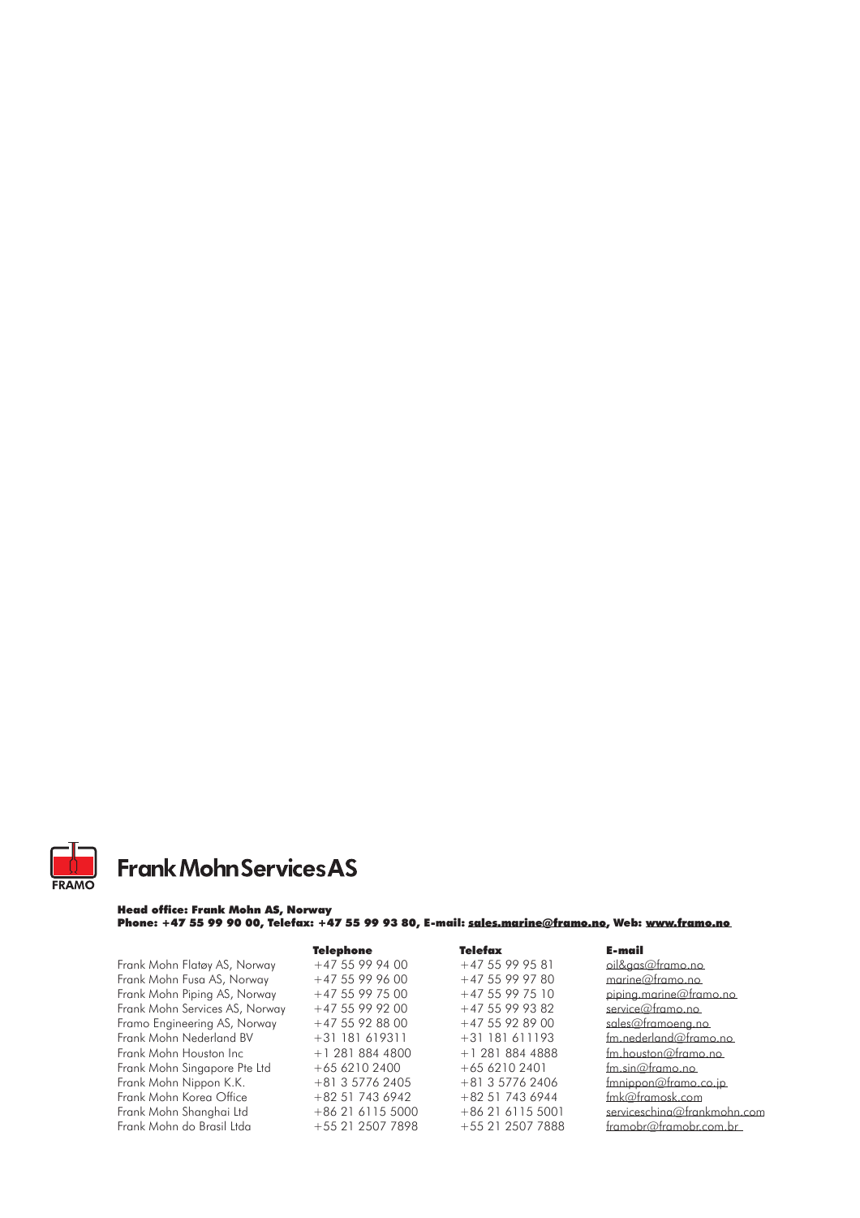FRAMO

# Frank Mohn Services AS

**Head office: Frank Mohn AS, Norway**
**Phone: +47 55 99 90 00, Telefax: +47 55 99 93 80, E-mail: sales.marine@framo.no, Web: www.framo.no**

| | Telephone | Telefax | E-mail |
|---|---|---|---|
| Frank Mohn Flatøy AS, Norway | +47 55 99 94 00 | +47 55 99 95 81 | oil&gas@framo.no |
| Frank Mohn Fusa AS, Norway | +47 55 99 96 00 | +47 55 99 97 80 | marine@framo.no |
| Frank Mohn Piping AS, Norway | +47 55 99 75 00 | +47 55 99 75 10 | piping.marine@framo.no |
| Frank Mohn Services AS, Norway | +47 55 99 92 00 | +47 55 99 93 82 | service@framo.no |
| Framo Engineering AS, Norway | +47 55 92 88 00 | +47 55 92 89 00 | sales@framoeng.no |
| Frank Mohn Nederland BV | +31 181 619311 | +31 181 611193 | fm.nederland@framo.no |
| Frank Mohn Houston Inc | +1 281 884 4800 | +1 281 884 4888 | fm.houston@framo.no |
| Frank Mohn Singapore Pte Ltd | +65 6210 2400 | +65 6210 2401 | fm.sin@framo.no |
| Frank Mohn Nippon K.K. | +81 3 5776 2405 | +81 3 5776 2406 | fmnippon@framo.co.jp |
| Frank Mohn Korea Office | +82 51 743 6942 | +82 51 743 6944 | fmk@framosk.com |
| Frank Mohn Shanghai Ltd | +86 21 6115 5000 | +86 21 6115 5001 | serviceschina@frankmohn.com |
| Frank Mohn do Brasil Ltda | +55 21 2507 7898 | +55 21 2507 7888 | framobr@framobr.com.br |